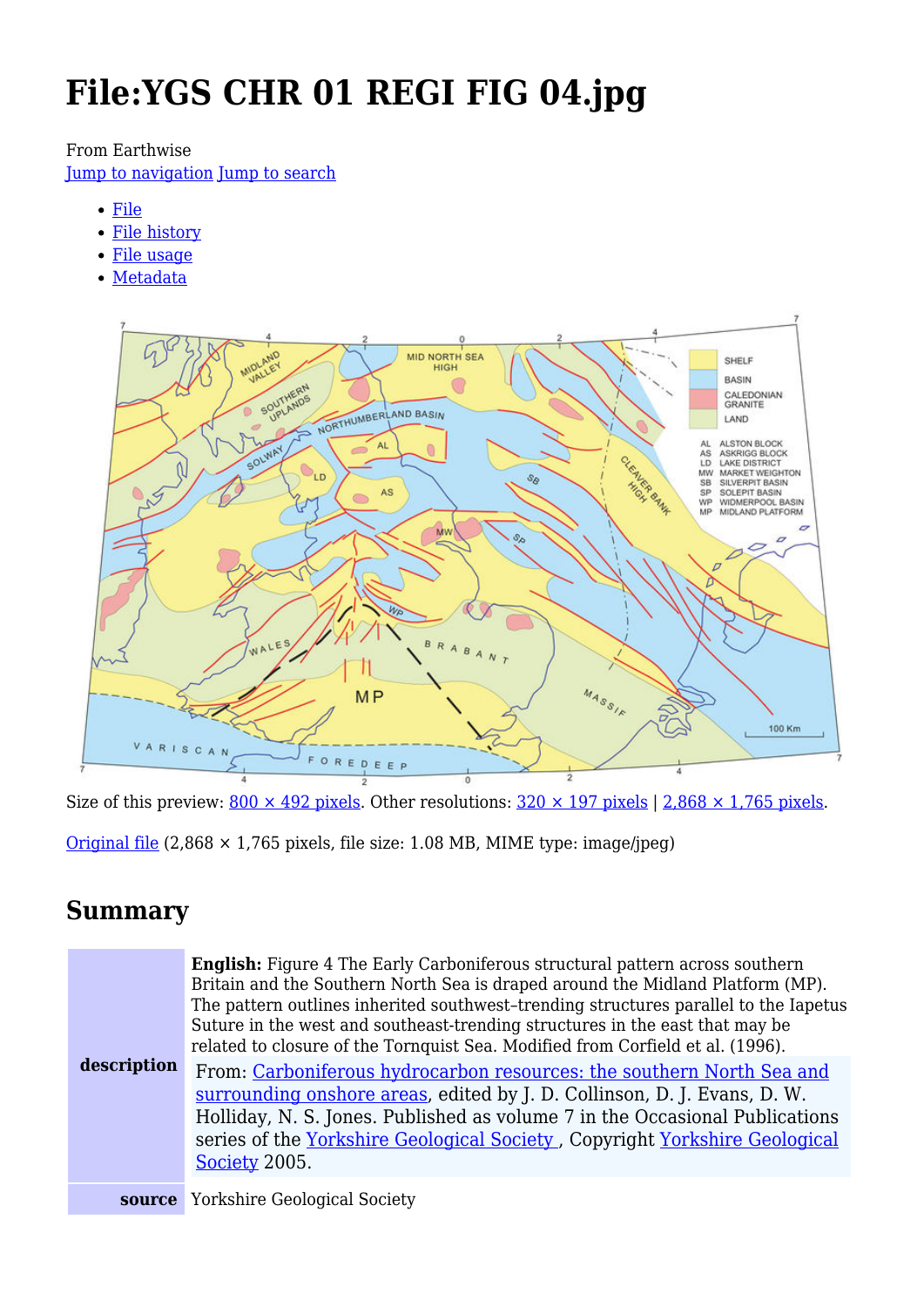# File:YGS CHR 01 REGI FIG 04.jpg

From Earthwise

Jump to navigation Jump to search

- File
- File history
- File usage
- Metadata

Size of this preview: 800 × 492 pixels. Other resolutions: 320 × 197 pixels | 2,868 × 1,765 pixels.

Original file (2,868 × 1,765 pixels, file size: 1.08 MB, MIME type: image/jpeg)

## Summary

| | |
|---|---|
| **description** | **English:** Figure 4 The Early Carboniferous structural pattern across southern Britain and the Southern North Sea is draped around the Midland Platform (MP). The pattern outlines inherited southwest-trending structures parallel to the Iapetus Suture in the west and southeast-trending structures in the east that may be related to closure of the Tornquist Sea. Modified from Corfield et al. (1996). From: Carboniferous hydrocarbon resources: the southern North Sea and surrounding onshore areas, edited by J. D. Collinson, D. J. Evans, D. W. Holliday, N. S. Jones. Published as volume 7 in the Occasional Publications series of the Yorkshire Geological Society , Copyright Yorkshire Geological Society 2005. |
| **source** | Yorkshire Geological Society |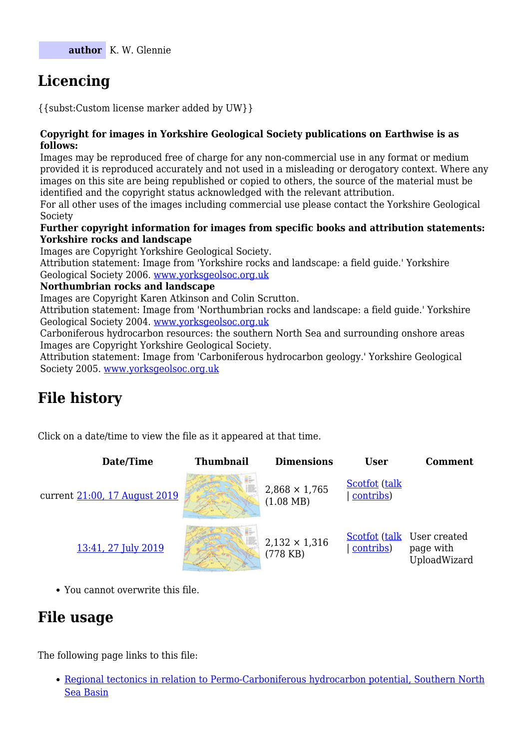| author | K. W. Glennie |
| --- | --- |

## Licencing

{{subst:Custom license marker added by UW}}

**Copyright for images in Yorkshire Geological Society publications on Earthwise is as follows:**
Images may be reproduced free of charge for any non-commercial use in any format or medium provided it is reproduced accurately and not used in a misleading or derogatory context. Where any images on this site are being republished or copied to others, the source of the material must be identified and the copyright status acknowledged with the relevant attribution.
For all other uses of the images including commercial use please contact the Yorkshire Geological Society
**Further copyright information for images from specific books and attribution statements:**
**Yorkshire rocks and landscape**
Images are Copyright Yorkshire Geological Society.
Attribution statement: Image from 'Yorkshire rocks and landscape: a field guide.' Yorkshire Geological Society 2006. [www.yorksgeolsoc.org.uk](www.yorksgeolsoc.org.uk)
**Northumbrian rocks and landscape**
Images are Copyright Karen Atkinson and Colin Scrutton.
Attribution statement: Image from 'Northumbrian rocks and landscape: a field guide.' Yorkshire Geological Society 2004. [www.yorksgeolsoc.org.uk](www.yorksgeolsoc.org.uk)
Carboniferous hydrocarbon resources: the southern North Sea and surrounding onshore areas
Images are Copyright Yorkshire Geological Society.
Attribution statement: Image from 'Carboniferous hydrocarbon geology.' Yorkshire Geological Society 2005. [www.yorksgeolsoc.org.uk](www.yorksgeolsoc.org.uk)

## File history

Click on a date/time to view the file as it appeared at that time.

| Date/Time | Thumbnail | Dimensions | User | Comment |
| --- | --- | --- | --- | --- |
| current 21:00, 17 August 2019 | | 2,868 × 1,765 (1.08 MB) | Scotfot (talk \| contribs) | |
| 13:41, 27 July 2019 | | 2,132 × 1,316 (778 KB) | Scotfot (talk \| contribs) | User created page with UploadWizard |

- You cannot overwrite this file.

## File usage

The following page links to this file:

- Regional tectonics in relation to Permo-Carboniferous hydrocarbon potential, Southern North Sea Basin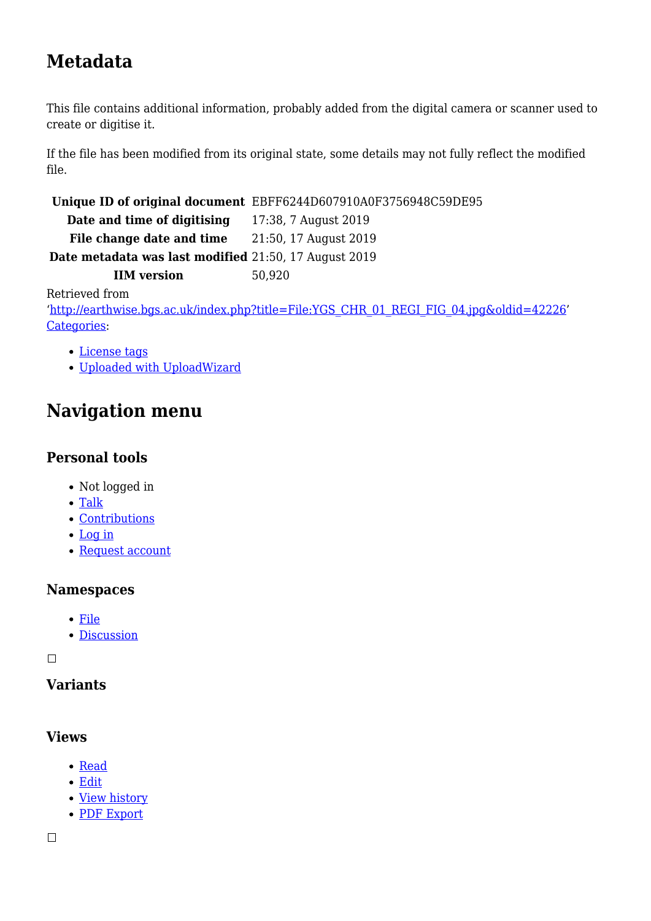## Metadata

This file contains additional information, probably added from the digital camera or scanner used to create or digitise it.

If the file has been modified from its original state, some details may not fully reflect the modified file.

| | |
|---|---|
| **Unique ID of original document** | EBFF6244D607910A0F3756948C59DE95 |
| **Date and time of digitising** | 17:38, 7 August 2019 |
| **File change date and time** | 21:50, 17 August 2019 |
| **Date metadata was last modified** | 21:50, 17 August 2019 |
| **IIM version** | 50,920 |

Retrieved from 'http://earthwise.bgs.ac.uk/index.php?title=File:YGS_CHR_01_REGI_FIG_04.jpg&oldid=42226'

Categories:

- License tags
- Uploaded with UploadWizard

## Navigation menu

### Personal tools

- Not logged in
- Talk
- Contributions
- Log in
- Request account

### Namespaces

- File
- Discussion

### Variants

### Views

- Read
- Edit
- View history
- PDF Export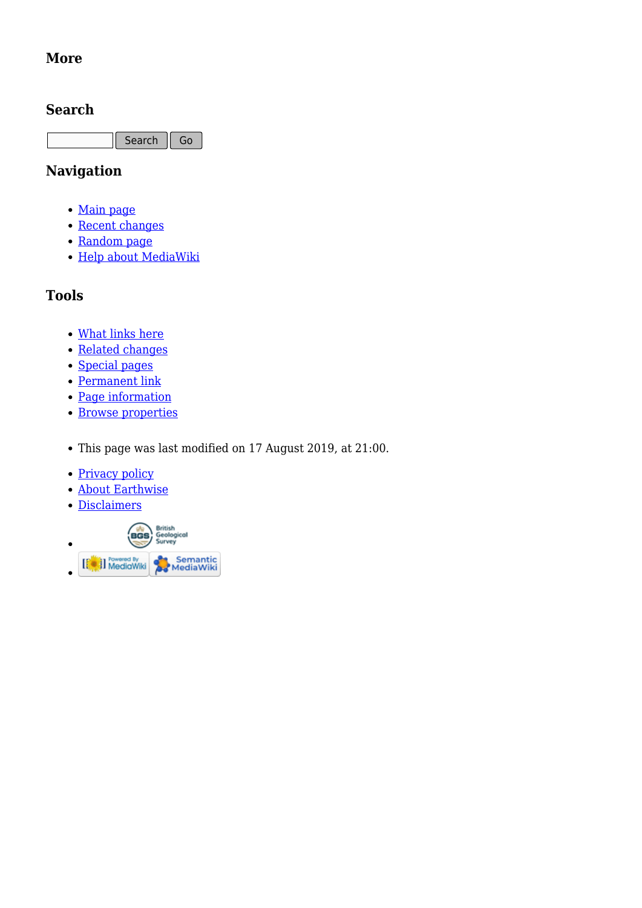## More

## Search

Search Go

## Navigation

- Main page
- Recent changes
- Random page
- Help about MediaWiki

## Tools

- What links here
- Related changes
- Special pages
- Permanent link
- Page information
- Browse properties

- This page was last modified on 17 August 2019, at 21:00.

- Privacy policy
- About Earthwise
- Disclaimers